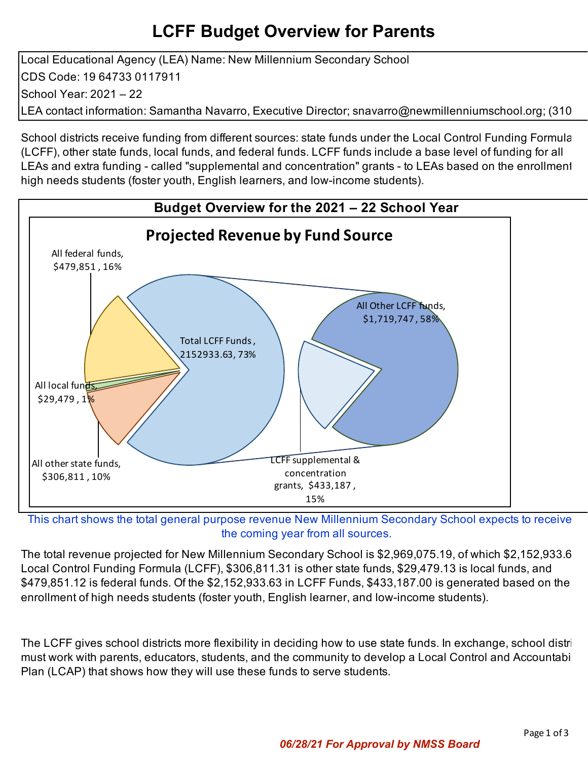# LCFF Budget Overview for Parents

Local Educational Agency (LEA) Name: New Millennium Secondary School

CDS Code: 19 64733 0117911

School Year: 2021 – 22

LEA contact information: Samantha Navarro, Executive Director; snavarro@newmillenniumschool.org; (310

School districts receive funding from different sources: state funds under the Local Control Funding Formula (LCFF), other state funds, local funds, and federal funds. LCFF funds include a base level of funding for all LEAs and extra funding - called "supplemental and concentration" grants - to LEAs based on the enrollment high needs students (foster youth, English learners, and low-income students).

## Budget Overview for the 2021 – 22 School Year

### Projected Revenue by Fund Source

All federal funds, $479,851 , 16%

Total LCFF Funds , 2152933.63, 73%

All Other LCFF funds, $1,719,747 , 58%

All local funds, $29,479 , 1%

All other state funds, $306,811 , 10%

LCFF supplemental & concentration grants, $433,187 , 15%

This chart shows the total general purpose revenue New Millennium Secondary School expects to receive the coming year from all sources.

The total revenue projected for New Millennium Secondary School is $2,969,075.19, of which $2,152,933.6 Local Control Funding Formula (LCFF), $306,811.31 is other state funds, $29,479.13 is local funds, and $479,851.12 is federal funds. Of the $2,152,933.63 in LCFF Funds, $433,187.00 is generated based on the enrollment of high needs students (foster youth, English learner, and low-income students).

The LCFF gives school districts more flexibility in deciding how to use state funds. In exchange, school distri must work with parents, educators, students, and the community to develop a Local Control and Accountabi Plan (LCAP) that shows how they will use these funds to serve students.

*06/28/21 For Approval by NMSS Board*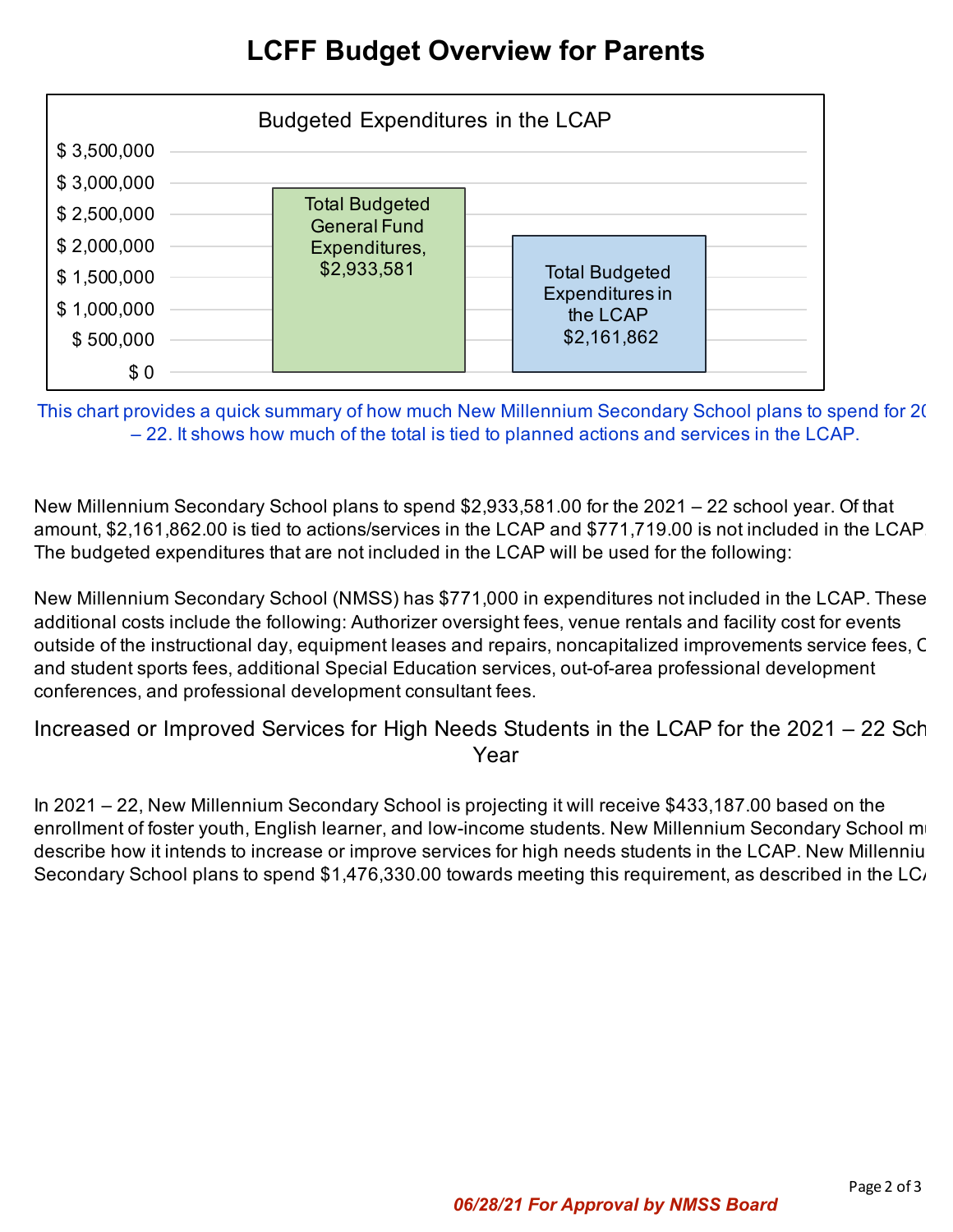# LCFF Budget Overview for Parents

Budgeted Expenditures in the LCAP

| | Amount |
|---|---|
| Total Budgeted General Fund Expenditures | $2,933,581 |
| Total Budgeted Expenditures in the LCAP | $2,161,862 |

This chart provides a quick summary of how much New Millennium Secondary School plans to spend for 20 – 22. It shows how much of the total is tied to planned actions and services in the LCAP.

New Millennium Secondary School plans to spend $2,933,581.00 for the 2021 – 22 school year. Of that amount, $2,161,862.00 is tied to actions/services in the LCAP and $771,719.00 is not included in the LCAP. The budgeted expenditures that are not included in the LCAP will be used for the following:

New Millennium Secondary School (NMSS) has $771,000 in expenditures not included in the LCAP. These additional costs include the following: Authorizer oversight fees, venue rentals and facility cost for events outside of the instructional day, equipment leases and repairs, noncapitalized improvements service fees, C and student sports fees, additional Special Education services, out-of-area professional development conferences, and professional development consultant fees.

## Increased or Improved Services for High Needs Students in the LCAP for the 2021 – 22 Sch Year

In 2021 – 22, New Millennium Secondary School is projecting it will receive $433,187.00 based on the enrollment of foster youth, English learner, and low-income students. New Millennium Secondary School mu describe how it intends to increase or improve services for high needs students in the LCAP. New Millenniu Secondary School plans to spend $1,476,330.00 towards meeting this requirement, as described in the LC

*06/28/21 For Approval by NMSS Board*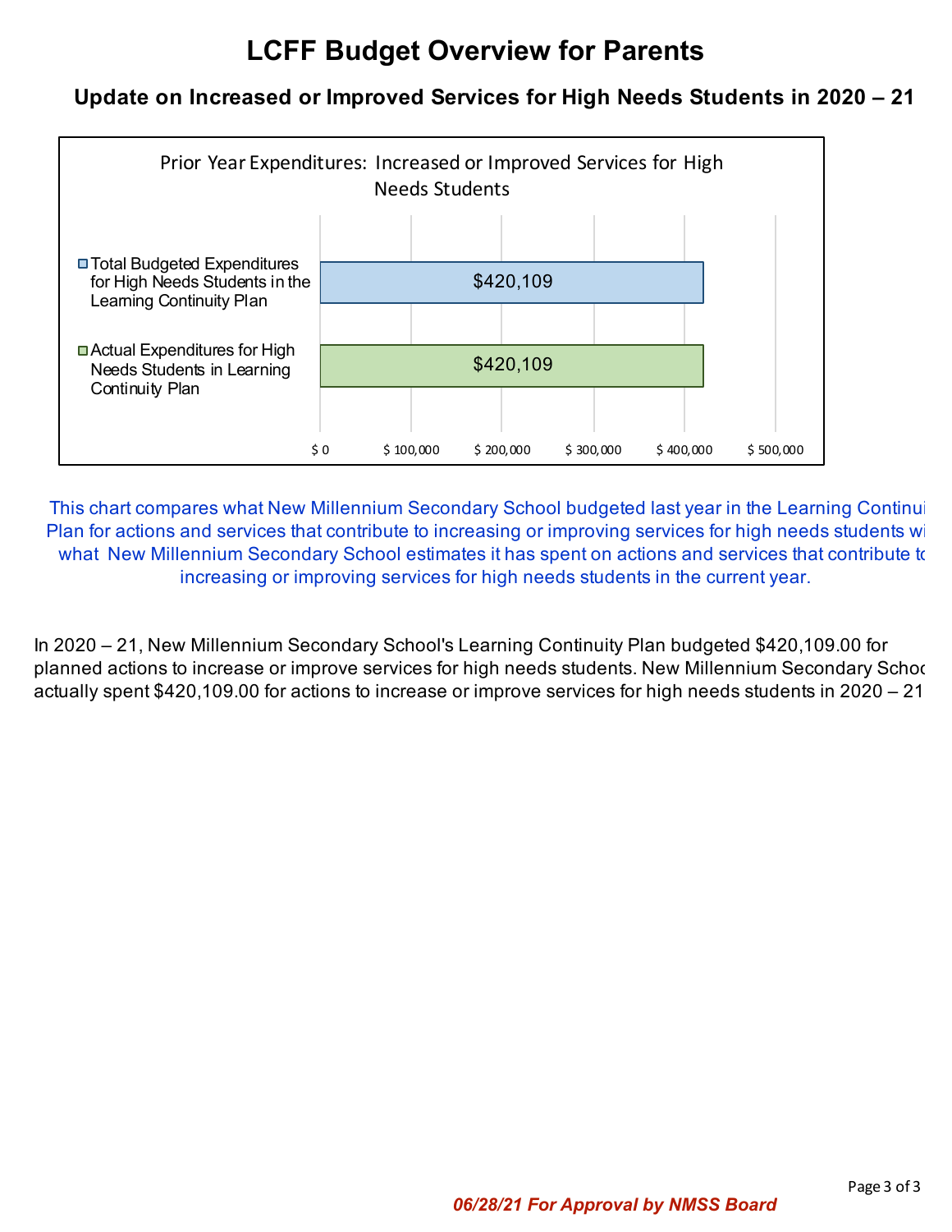# LCFF Budget Overview for Parents

## Update on Increased or Improved Services for High Needs Students in 2020 – 21

Prior Year Expenditures: Increased or Improved Services for High Needs Students

Total Budgeted Expenditures for High Needs Students in the Learning Continuity Plan

$420,109

Actual Expenditures for High Needs Students in Learning Continuity Plan

$420,109

$ 0
$ 100,000
$ 200,000
$ 300,000
$ 400,000
$ 500,000

This chart compares what New Millennium Secondary School budgeted last year in the Learning Continuity Plan for actions and services that contribute to increasing or improving services for high needs students with what New Millennium Secondary School estimates it has spent on actions and services that contribute to increasing or improving services for high needs students in the current year.

In 2020 – 21, New Millennium Secondary School's Learning Continuity Plan budgeted $420,109.00 for planned actions to increase or improve services for high needs students. New Millennium Secondary School actually spent $420,109.00 for actions to increase or improve services for high needs students in 2020 – 21.

*06/28/21 For Approval by NMSS Board*